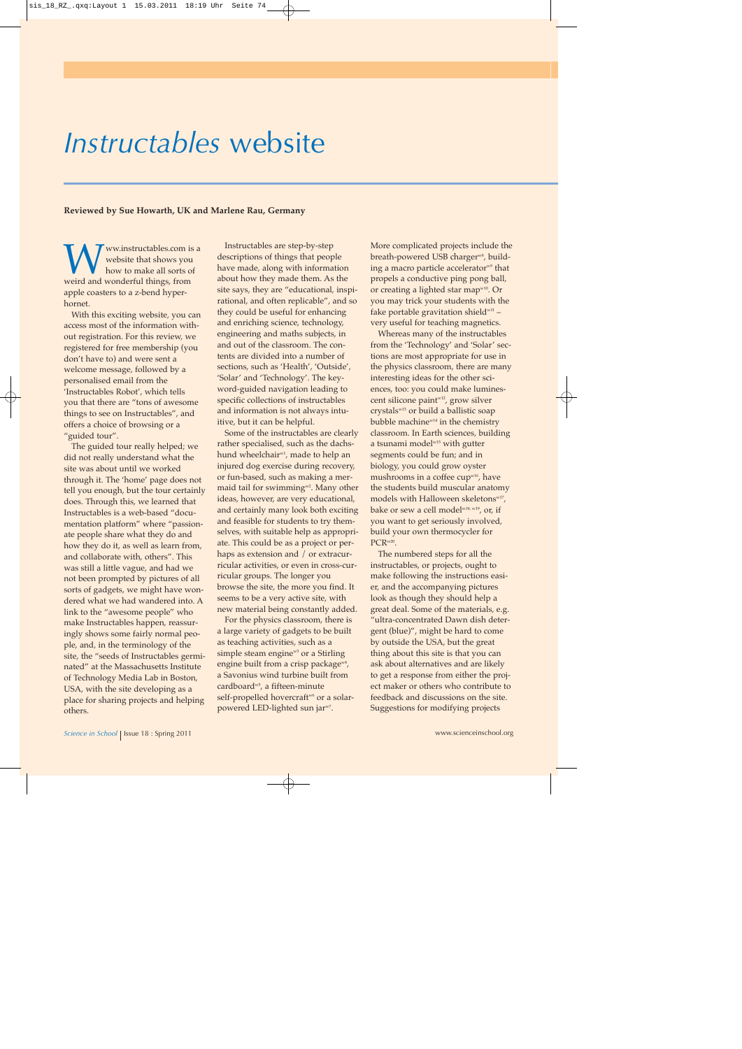#  *Instructables* website

**Reviewed by Sue Howarth, UK and Marlene Rau, Germany**

Www.instructables.com is a website that shows you how to make all sorts of weird and wonderful things, from apple coasters to a z-bend hyper-hornet.

With this exciting website, you can access most of the information without registration. For this review, we registered for free membership (you don't have to) and were sent a welcome message, followed by a personalised email from the 'Instructables Robot', which tells you that there are "tons of awesome things to see on Instructables", and offers a choice of browsing or a "guided tour".

The guided tour really helped; we did not really understand what the site was about until we worked through it. The 'home' page does not tell you enough, but the tour certainly does. Through this, we learned that Instructables is a web-based "documentation platform" where "passionate people share what they do and how they do it, as well as learn from, and collaborate with, others". This was still a little vague, and had we not been prompted by pictures of all sorts of gadgets, we might have wondered what we had wandered into. A link to the "awesome people" who make Instructables happen, reassuringly shows some fairly normal people, and, in the terminology of the site, the "seeds of Instructables germinated" at the Massachusetts Institute of Technology Media Lab in Boston, USA, with the site developing as a place for sharing projects and helping others.

Instructables are step-by-step descriptions of things that people have made, along with information about how they made them. As the site says, they are "educational, inspirational, and often replicable", and so they could be useful for enhancing and enriching science, technology, engineering and maths subjects, in and out of the classroom. The contents are divided into a number of sections, such as 'Health', 'Outside', 'Solar' and 'Technology'. The keyword-guided navigation leading to specific collections of instructables and information is not always intuitive, but it can be helpful.

Some of the instructables are clearly rather specialised, such as the dachshund wheelchair[w1], made to help an injured dog exercise during recovery, or fun-based, such as making a mermaid tail for swimming[w2]. Many other ideas, however, are very educational, and certainly many look both exciting and feasible for students to try themselves, with suitable help as appropriate. This could be as a project or perhaps as extension and / or extracurricular activities, or even in cross-curricular groups. The longer you browse the site, the more you find. It seems to be a very active site, with new material being constantly added.

For the physics classroom, there is a large variety of gadgets to be built as teaching activities, such as a simple steam engine[w3] or a Stirling engine built from a crisp package[w4], a Savonius wind turbine built from cardboard[w5], a fifteen-minute self-propelled hovercraft[w6] or a solar-powered LED-lighted sun jar[w7]. More complicated projects include the breath-powered USB charger[w8], building a macro particle accelerator[w9] that propels a conductive ping pong ball, or creating a lighted star map[w10]. Or you may trick your students with the fake portable gravitation shield[w11] – very useful for teaching magnetics.

Whereas many of the instructables from the 'Technology' and 'Solar' sections are most appropriate for use in the physics classroom, there are many interesting ideas for the other sciences, too: you could make luminescent silicone paint[w12], grow silver crystals[w13] or build a ballistic soap bubble machine[w14] in the chemistry classroom. In Earth sciences, building a tsunami model[w15] with gutter segments could be fun; and in biology, you could grow oyster mushrooms in a coffee cup[w16], have the students build muscular anatomy models with Halloween skeletons[w17], bake or sew a cell model[w18, w19], or, if you want to get seriously involved, build your own thermocycler for PCR[w20].

The numbered steps for all the instructables, or projects, ought to make following the instructions easier, and the accompanying pictures look as though they should help a great deal. Some of the materials, e.g. "ultra-concentrated Dawn dish detergent (blue)", might be hard to come by outside the USA, but the great thing about this site is that you can ask about alternatives and are likely to get a response from either the project maker or others who contribute to feedback and discussions on the site. Suggestions for modifying projects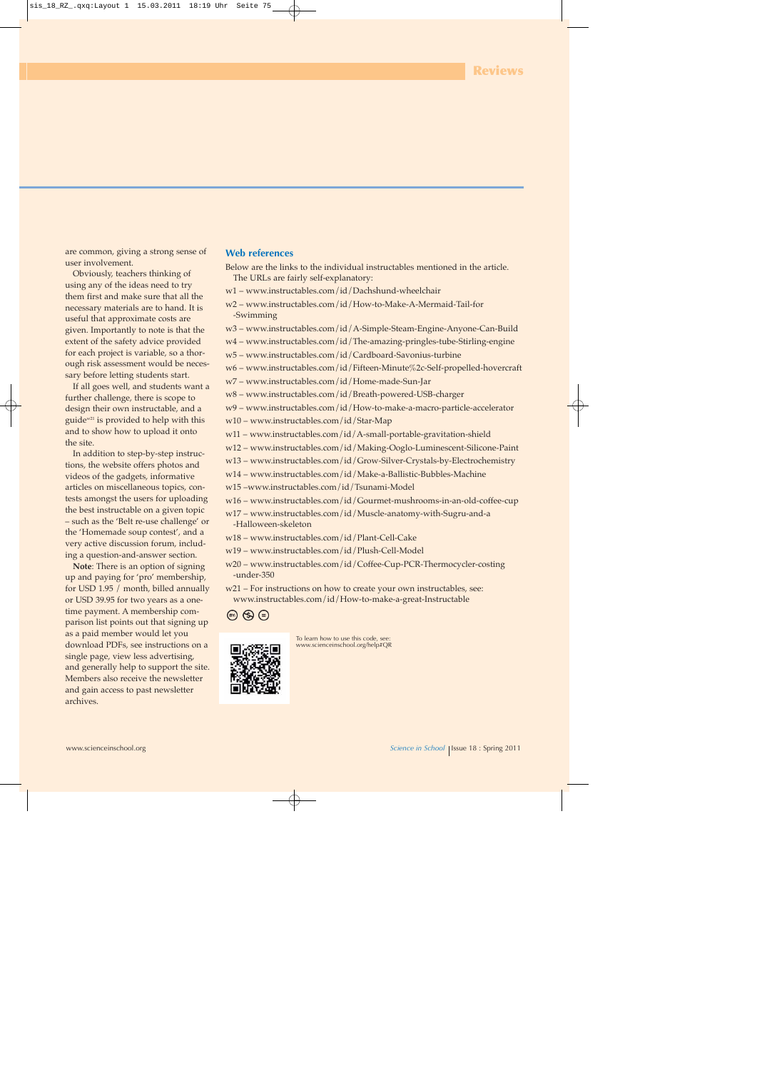are common, giving a strong sense of user involvement.

Obviously, teachers thinking of using any of the ideas need to try them first and make sure that all the necessary materials are to hand. It is useful that approximate costs are given. Importantly to note is that the extent of the safety advice provided for each project is variable, so a thorough risk assessment would be necessary before letting students start.

If all goes well, and students want a further challenge, there is scope to design their own instructable, and a guide[w21] is provided to help with this and to show how to upload it onto the site.

In addition to step-by-step instructions, the website offers photos and videos of the gadgets, informative articles on miscellaneous topics, contests amongst the users for uploading the best instructable on a given topic – such as the 'Belt re-use challenge' or the 'Homemade soup contest', and a very active discussion forum, including a question-and-answer section.

**Note**: There is an option of signing up and paying for 'pro' membership, for USD 1.95 / month, billed annually or USD 39.95 for two years as a one-time payment. A membership comparison list points out that signing up as a paid member would let you download PDFs, see instructions on a single page, view less advertising, and generally help to support the site. Members also receive the newsletter and gain access to past newsletter archives.

### Web references

Below are the links to the individual instructables mentioned in the article. The URLs are fairly self-explanatory:

w1 – www.instructables.com/id/Dachshund-wheelchair

w2 – www.instructables.com/id/How-to-Make-A-Mermaid-Tail-for-Swimming

w3 – www.instructables.com/id/A-Simple-Steam-Engine-Anyone-Can-Build

w4 – www.instructables.com/id/The-amazing-pringles-tube-Stirling-engine

w5 – www.instructables.com/id/Cardboard-Savonius-turbine

w6 – www.instructables.com/id/Fifteen-Minute%2c-Self-propelled-hovercraft

w7 – www.instructables.com/id/Home-made-Sun-Jar

w8 – www.instructables.com/id/Breath-powered-USB-charger

w9 – www.instructables.com/id/How-to-make-a-macro-particle-accelerator

w10 – www.instructables.com/id/Star-Map

w11 – www.instructables.com/id/A-small-portable-gravitation-shield

w12 – www.instructables.com/id/Making-Ooglo-Luminescent-Silicone-Paint

w13 – www.instructables.com/id/Grow-Silver-Crystals-by-Electrochemistry

w14 – www.instructables.com/id/Make-a-Ballistic-Bubbles-Machine

w15 –www.instructables.com/id/Tsunami-Model

w16 – www.instructables.com/id/Gourmet-mushrooms-in-an-old-coffee-cup

w17 – www.instructables.com/id/Muscle-anatomy-with-Sugru-and-a-Halloween-skeleton

w18 – www.instructables.com/id/Plant-Cell-Cake

w19 – www.instructables.com/id/Plush-Cell-Model

w20 – www.instructables.com/id/Coffee-Cup-PCR-Thermocycler-costing-under-350

w21 – For instructions on how to create your own instructables, see: www.instructables.com/id/How-to-make-a-great-Instructable

To learn how to use this code, see: www.scienceinschool.org/help#QR